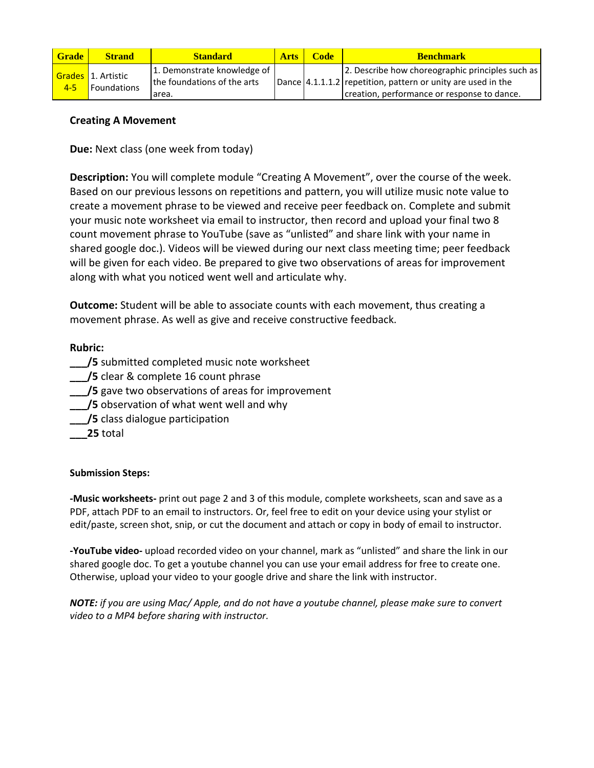| Grade | Strand | Standard | Arts | Code | Benchmark |
|---|---|---|---|---|---|
| Grades 4-5 | 1. Artistic Foundations | 1. Demonstrate knowledge of the foundations of the arts area. | Dance | 4.1.1.1.2 | 2. Describe how choreographic principles such as repetition, pattern or unity are used in the creation, performance or response to dance. |

**Creating A Movement**

**Due:** Next class (one week from today)

**Description:** You will complete module "Creating A Movement", over the course of the week. Based on our previous lessons on repetitions and pattern, you will utilize music note value to create a movement phrase to be viewed and receive peer feedback on. Complete and submit your music note worksheet via email to instructor, then record and upload your final two 8 count movement phrase to YouTube (save as "unlisted" and share link with your name in shared google doc.). Videos will be viewed during our next class meeting time; peer feedback will be given for each video. Be prepared to give two observations of areas for improvement along with what you noticed went well and articulate why.

**Outcome:** Student will be able to associate counts with each movement, thus creating a movement phrase. As well as give and receive constructive feedback.

**Rubric:**

___**/5** submitted completed music note worksheet
___**/5** clear & complete 16 count phrase
___**/5** gave two observations of areas for improvement
___**/5** observation of what went well and why
___**/5** class dialogue participation
___**25** total

**Submission Steps:**

**-Music worksheets-** print out page 2 and 3 of this module, complete worksheets, scan and save as a PDF, attach PDF to an email to instructors. Or, feel free to edit on your device using your stylist or edit/paste, screen shot, snip, or cut the document and attach or copy in body of email to instructor.

**-YouTube video-** upload recorded video on your channel, mark as "unlisted" and share the link in our shared google doc. To get a youtube channel you can use your email address for free to create one. Otherwise, upload your video to your google drive and share the link with instructor.

***NOTE:*** *if you are using Mac/ Apple, and do not have a youtube channel, please make sure to convert video to a MP4 before sharing with instructor.*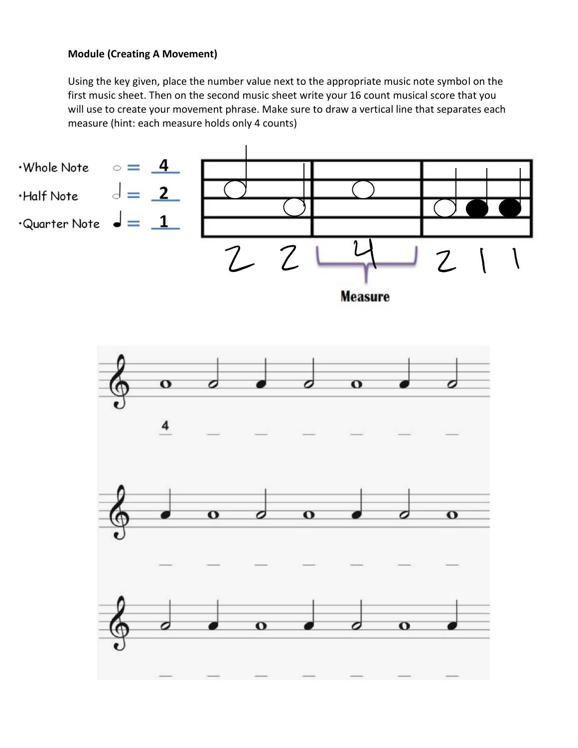**Module (Creating A Movement)**

Using the key given, place the number value next to the appropriate music note symbol on the first music sheet. Then on the second music sheet write your 16 count musical score that you will use to create your movement phrase. Make sure to draw a vertical line that separates each measure (hint: each measure holds only 4 counts)

- Whole Note = 4
- Half Note = 2
- Quarter Note = 1

2 2 4 2 1 1

Measure

4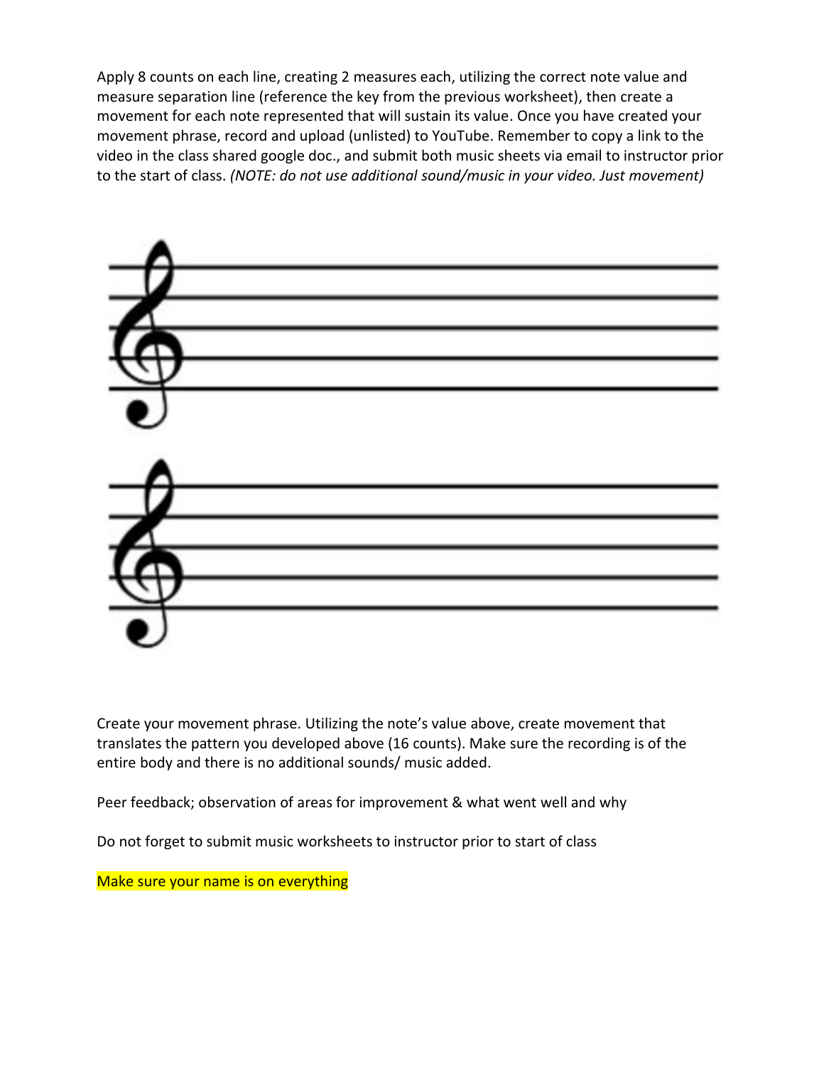Apply 8 counts on each line, creating 2 measures each, utilizing the correct note value and measure separation line (reference the key from the previous worksheet), then create a movement for each note represented that will sustain its value. Once you have created your movement phrase, record and upload (unlisted) to YouTube. Remember to copy a link to the video in the class shared google doc., and submit both music sheets via email to instructor prior to the start of class. *(NOTE: do not use additional sound/music in your video. Just movement)*

Create your movement phrase. Utilizing the note's value above, create movement that translates the pattern you developed above (16 counts). Make sure the recording is of the entire body and there is no additional sounds/ music added.

Peer feedback; observation of areas for improvement & what went well and why

Do not forget to submit music worksheets to instructor prior to start of class

Make sure your name is on everything